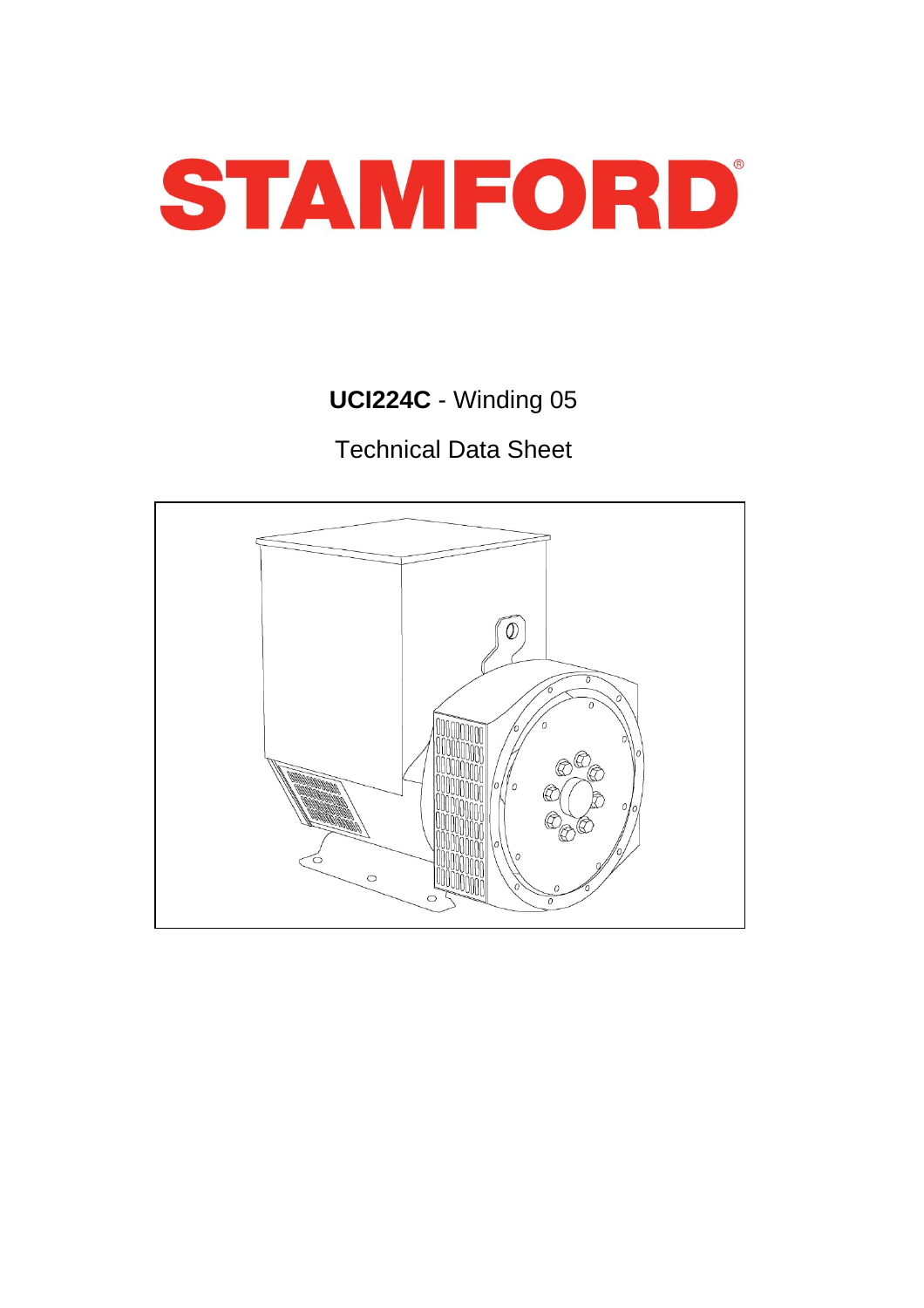# STAMFORD

**UCI224C** - Winding 05

Technical Data Sheet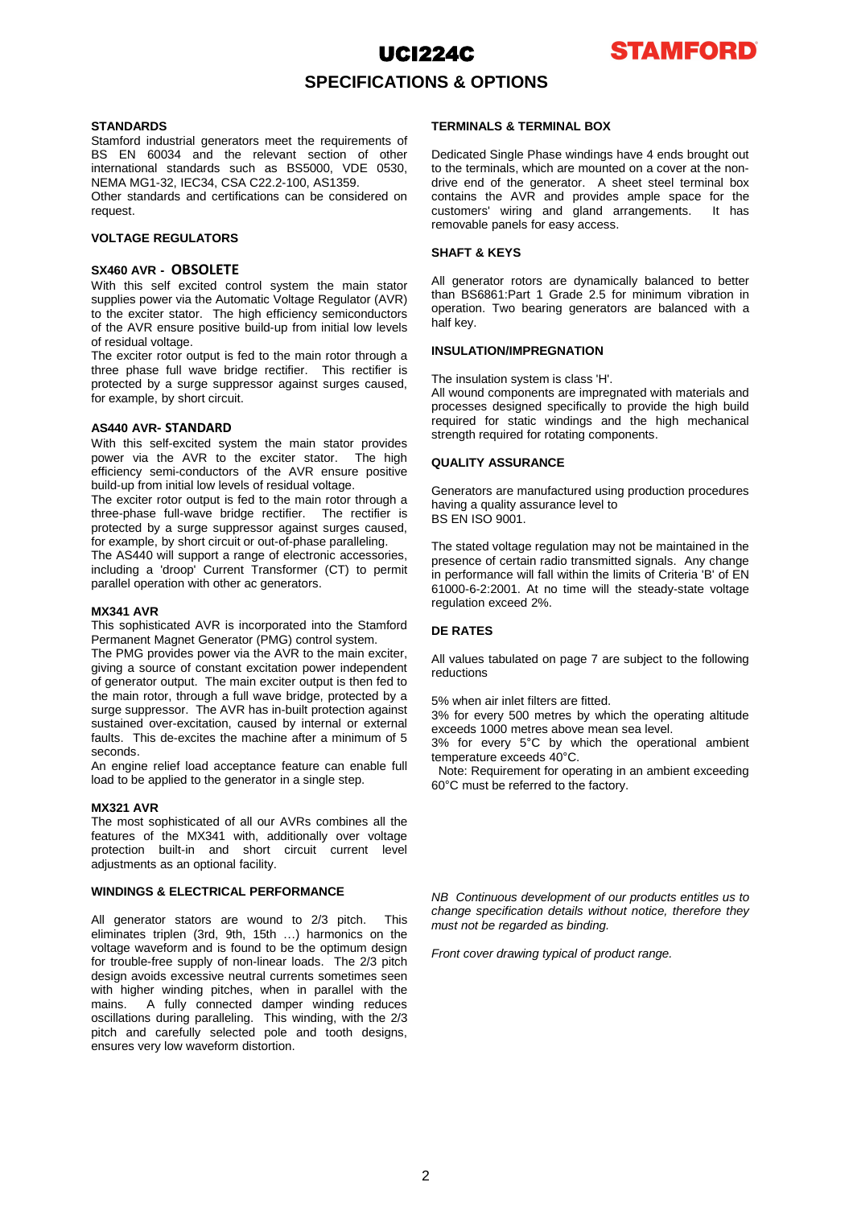# UCI224C

## SPECIFICATIONS & OPTIONS

### STANDARDS

Stamford industrial generators meet the requirements of BS EN 60034 and the relevant section of other international standards such as BS5000, VDE 0530, NEMA MG1-32, IEC34, CSA C22.2-100, AS1359.
Other standards and certifications can be considered on request.

### VOLTAGE REGULATORS

#### SX460 AVR - OBSOLETE

With this self excited control system the main stator supplies power via the Automatic Voltage Regulator (AVR) to the exciter stator. The high efficiency semiconductors of the AVR ensure positive build-up from initial low levels of residual voltage.
The exciter rotor output is fed to the main rotor through a three phase full wave bridge rectifier. This rectifier is protected by a surge suppressor against surges caused, for example, by short circuit.

#### AS440 AVR- STANDARD

With this self-excited system the main stator provides power via the AVR to the exciter stator. The high efficiency semi-conductors of the AVR ensure positive build-up from initial low levels of residual voltage.
The exciter rotor output is fed to the main rotor through a three-phase full-wave bridge rectifier. The rectifier is protected by a surge suppressor against surges caused, for example, by short circuit or out-of-phase paralleling.
The AS440 will support a range of electronic accessories, including a 'droop' Current Transformer (CT) to permit parallel operation with other ac generators.

#### MX341 AVR

This sophisticated AVR is incorporated into the Stamford Permanent Magnet Generator (PMG) control system.
The PMG provides power via the AVR to the main exciter, giving a source of constant excitation power independent of generator output. The main exciter output is then fed to the main rotor, through a full wave bridge, protected by a surge suppressor. The AVR has in-built protection against sustained over-excitation, caused by internal or external faults. This de-excites the machine after a minimum of 5 seconds.
An engine relief load acceptance feature can enable full load to be applied to the generator in a single step.

#### MX321 AVR

The most sophisticated of all our AVRs combines all the features of the MX341 with, additionally over voltage protection built-in and short circuit current level adjustments as an optional facility.

### WINDINGS & ELECTRICAL PERFORMANCE

All generator stators are wound to 2/3 pitch. This eliminates triplen (3rd, 9th, 15th …) harmonics on the voltage waveform and is found to be the optimum design for trouble-free supply of non-linear loads. The 2/3 pitch design avoids excessive neutral currents sometimes seen with higher winding pitches, when in parallel with the mains. A fully connected damper winding reduces oscillations during paralleling. This winding, with the 2/3 pitch and carefully selected pole and tooth designs, ensures very low waveform distortion.

### TERMINALS & TERMINAL BOX

Dedicated Single Phase windings have 4 ends brought out to the terminals, which are mounted on a cover at the non-drive end of the generator. A sheet steel terminal box contains the AVR and provides ample space for the customers' wiring and gland arrangements. It has removable panels for easy access.

### SHAFT & KEYS

All generator rotors are dynamically balanced to better than BS6861:Part 1 Grade 2.5 for minimum vibration in operation. Two bearing generators are balanced with a half key.

### INSULATION/IMPREGNATION

The insulation system is class 'H'.
All wound components are impregnated with materials and processes designed specifically to provide the high build required for static windings and the high mechanical strength required for rotating components.

### QUALITY ASSURANCE

Generators are manufactured using production procedures having a quality assurance level to
BS EN ISO 9001.

The stated voltage regulation may not be maintained in the presence of certain radio transmitted signals. Any change in performance will fall within the limits of Criteria 'B' of EN 61000-6-2:2001. At no time will the steady-state voltage regulation exceed 2%.

### DE RATES

All values tabulated on page 7 are subject to the following reductions

5% when air inlet filters are fitted.
3% for every 500 metres by which the operating altitude exceeds 1000 metres above mean sea level.
3% for every 5°C by which the operational ambient temperature exceeds 40°C.
Note: Requirement for operating in an ambient exceeding 60°C must be referred to the factory.

*NB Continuous development of our products entitles us to change specification details without notice, therefore they must not be regarded as binding.*

*Front cover drawing typical of product range.*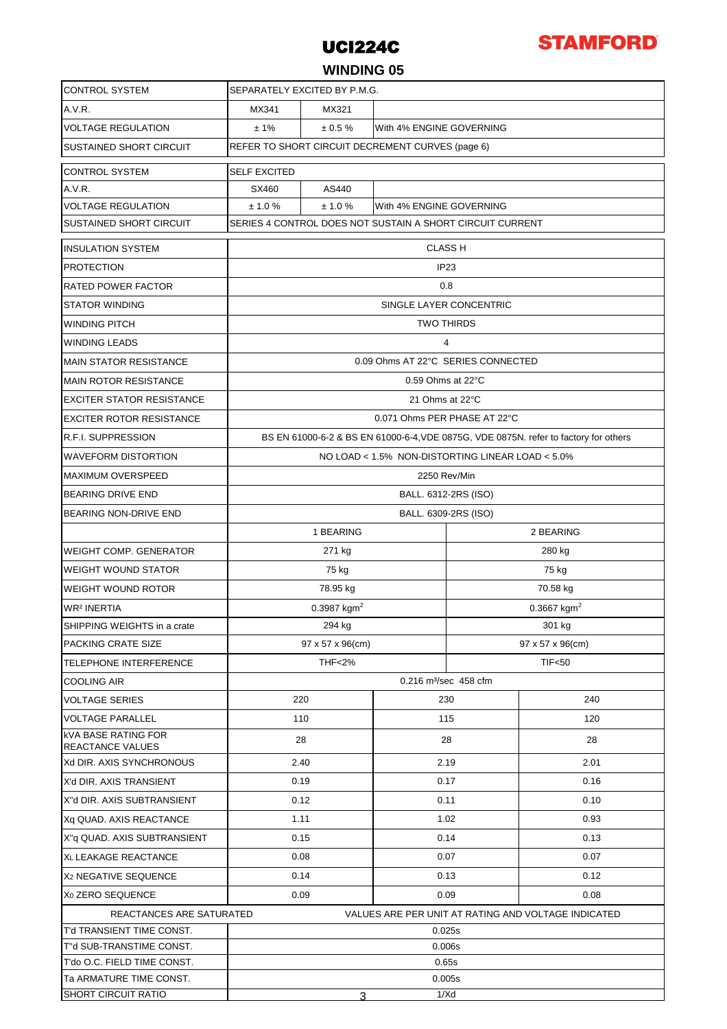# UCI224C

**STAMFORD**

## WINDING 05

| CONTROL SYSTEM | SEPARATELY EXCITED BY P.M.G. | | |
|---|---|---|---|
| A.V.R. | MX341 | MX321 | |
| VOLTAGE REGULATION | ± 1% | ± 0.5 % | With 4% ENGINE GOVERNING |
| SUSTAINED SHORT CIRCUIT | REFER TO SHORT CIRCUIT DECREMENT CURVES (page 6) | | |

| CONTROL SYSTEM | SELF EXCITED | | |
|---|---|---|---|
| A.V.R. | SX460 | AS440 | |
| VOLTAGE REGULATION | ± 1.0 % | ± 1.0 % | With 4% ENGINE GOVERNING |
| SUSTAINED SHORT CIRCUIT | SERIES 4 CONTROL DOES NOT SUSTAIN A SHORT CIRCUIT CURRENT | | |

| INSULATION SYSTEM | CLASS H | | |
|---|---|---|---|
| PROTECTION | IP23 | | |
| RATED POWER FACTOR | 0.8 | | |
| STATOR WINDING | SINGLE LAYER CONCENTRIC | | |
| WINDING PITCH | TWO THIRDS | | |
| WINDING LEADS | 4 | | |
| MAIN STATOR RESISTANCE | 0.09 Ohms AT 22°C SERIES CONNECTED | | |
| MAIN ROTOR RESISTANCE | 0.59 Ohms at 22°C | | |
| EXCITER STATOR RESISTANCE | 21 Ohms at 22°C | | |
| EXCITER ROTOR RESISTANCE | 0.071 Ohms PER PHASE AT 22°C | | |
| R.F.I. SUPPRESSION | BS EN 61000-6-2 & BS EN 61000-6-4,VDE 0875G, VDE 0875N. refer to factory for others | | |
| WAVEFORM DISTORTION | NO LOAD < 1.5% NON-DISTORTING LINEAR LOAD < 5.0% | | |
| MAXIMUM OVERSPEED | 2250 Rev/Min | | |
| BEARING DRIVE END | BALL. 6312-2RS (ISO) | | |
| BEARING NON-DRIVE END | BALL. 6309-2RS (ISO) | | |
| | 1 BEARING | | 2 BEARING |
| WEIGHT COMP. GENERATOR | 271 kg | | 280 kg |
| WEIGHT WOUND STATOR | 75 kg | | 75 kg |
| WEIGHT WOUND ROTOR | 78.95 kg | | 70.58 kg |
| WR² INERTIA | 0.3987 kgm$^2$ | | 0.3667 kgm$^2$ |
| SHIPPING WEIGHTS in a crate | 294 kg | | 301 kg |
| PACKING CRATE SIZE | 97 x 57 x 96(cm) | | 97 x 57 x 96(cm) |
| TELEPHONE INTERFERENCE | THF<2% | | TIF<50 |
| COOLING AIR | 0.216 m³/sec 458 cfm | | |
| VOLTAGE SERIES | 220 | 230 | 240 |
| VOLTAGE PARALLEL | 110 | 115 | 120 |
| kVA BASE RATING FOR REACTANCE VALUES | 28 | 28 | 28 |
| Xd DIR. AXIS SYNCHRONOUS | 2.40 | 2.19 | 2.01 |
| X'd DIR. AXIS TRANSIENT | 0.19 | 0.17 | 0.16 |
| X''d DIR. AXIS SUBTRANSIENT | 0.12 | 0.11 | 0.10 |
| Xq QUAD. AXIS REACTANCE | 1.11 | 1.02 | 0.93 |
| X''q QUAD. AXIS SUBTRANSIENT | 0.15 | 0.14 | 0.13 |
| $X_L$ LEAKAGE REACTANCE | 0.08 | 0.07 | 0.07 |
| $X_2$ NEGATIVE SEQUENCE | 0.14 | 0.13 | 0.12 |
| $X_0$ ZERO SEQUENCE | 0.09 | 0.09 | 0.08 |
| REACTANCES ARE SATURATED | VALUES ARE PER UNIT AT RATING AND VOLTAGE INDICATED | | |
| T'd TRANSIENT TIME CONST. | 0.025s | | |
| T''d SUB-TRANSTIME CONST. | 0.006s | | |
| T'do O.C. FIELD TIME CONST. | 0.65s | | |
| Ta ARMATURE TIME CONST. | 0.005s | | |
| SHORT CIRCUIT RATIO | 1/Xd | | |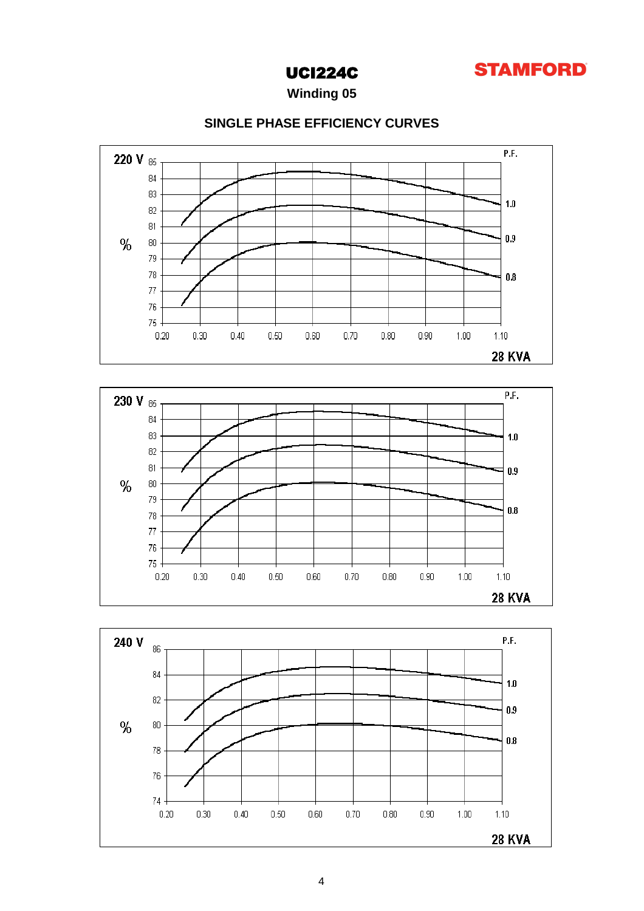# UCI224C

**STAMFORD**

**Winding 05**

## SINGLE PHASE EFFICIENCY CURVES

220 V

P.F.

% 

85, 84, 83, 82, 81, 80, 79, 78, 77, 76, 75

0.20 0.30 0.40 0.50 0.60 0.70 0.80 0.90 1.00 1.10

1.0, 0.9, 0.8

28 KVA

230 V

P.F.

%

85, 84, 83, 82, 81, 80, 79, 78, 77, 76, 75

0.20 0.30 0.40 0.50 0.60 0.70 0.80 0.90 1.00 1.10

1.0, 0.9, 0.8

28 KVA

240 V

P.F.

%

86, 84, 82, 80, 78, 76, 74

0.20 0.30 0.40 0.50 0.60 0.70 0.80 0.90 1.00 1.10

1.0, 0.9, 0.8

28 KVA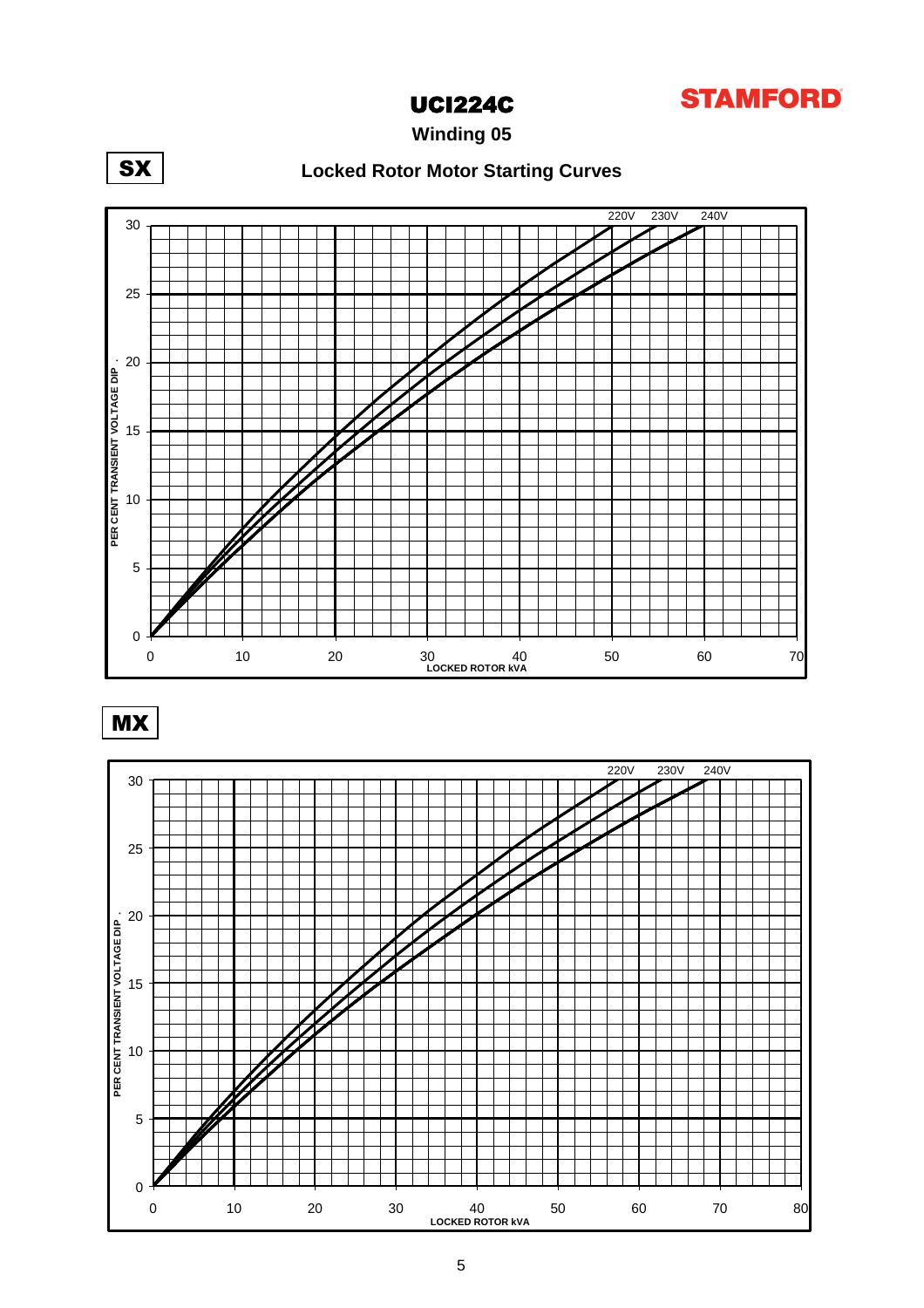**STAMFORD**

# UCI224C

## Winding 05

**SX**

### Locked Rotor Motor Starting Curves

220V 230V 240V

PER CENT TRANSIENT VOLTAGE DIP

LOCKED ROTOR kVA

**MX**

220V 230V 240V

PER CENT TRANSIENT VOLTAGE DIP

LOCKED ROTOR kVA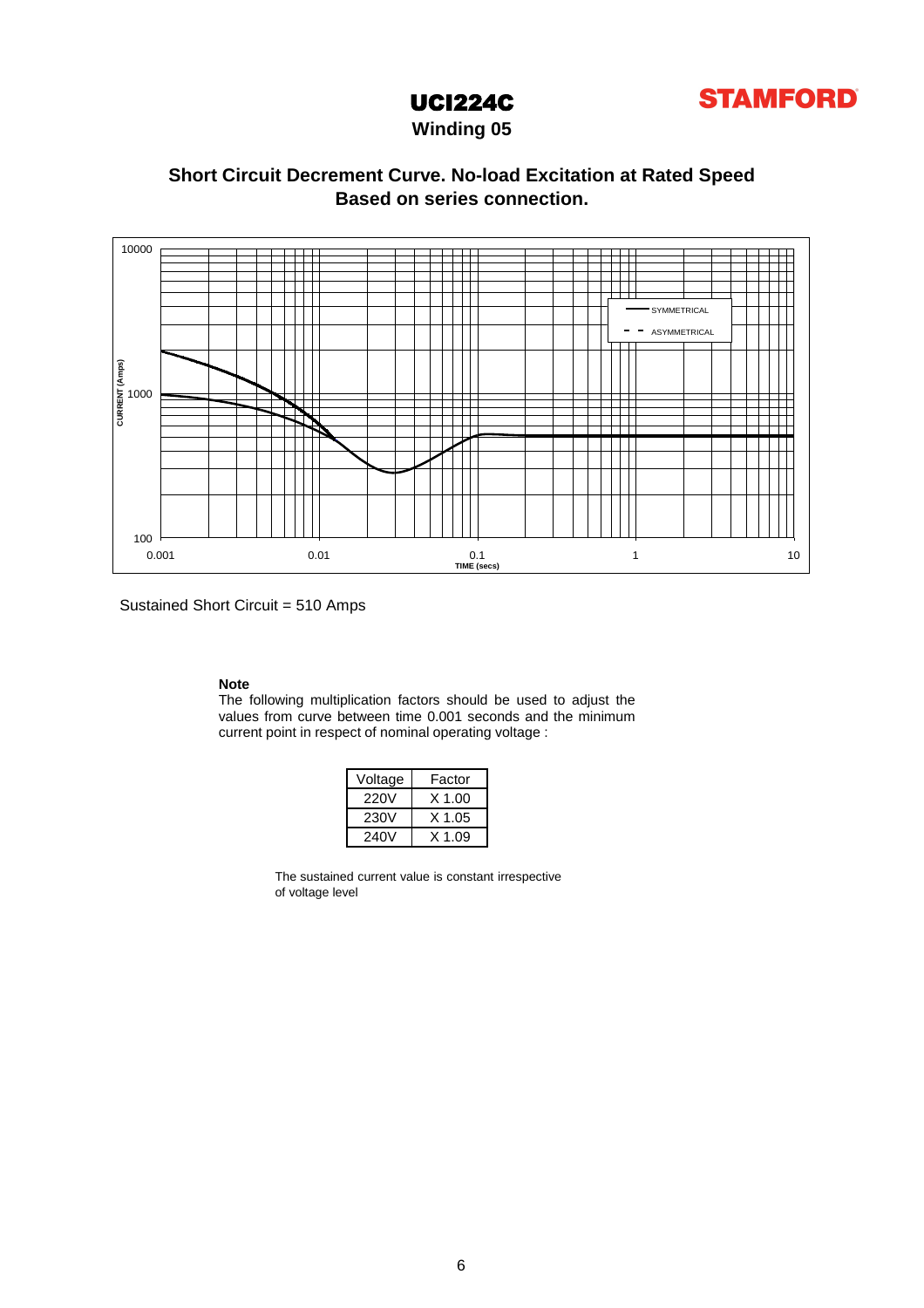# UCI224C

## Winding 05

### Short Circuit Decrement Curve. No-load Excitation at Rated Speed
### Based on series connection.

Sustained Short Circuit = 510 Amps

**Note**

The following multiplication factors should be used to adjust the values from curve between time 0.001 seconds and the minimum current point in respect of nominal operating voltage :

| Voltage | Factor |
|---|---|
| 220V | X 1.00 |
| 230V | X 1.05 |
| 240V | X 1.09 |

The sustained current value is constant irrespective of voltage level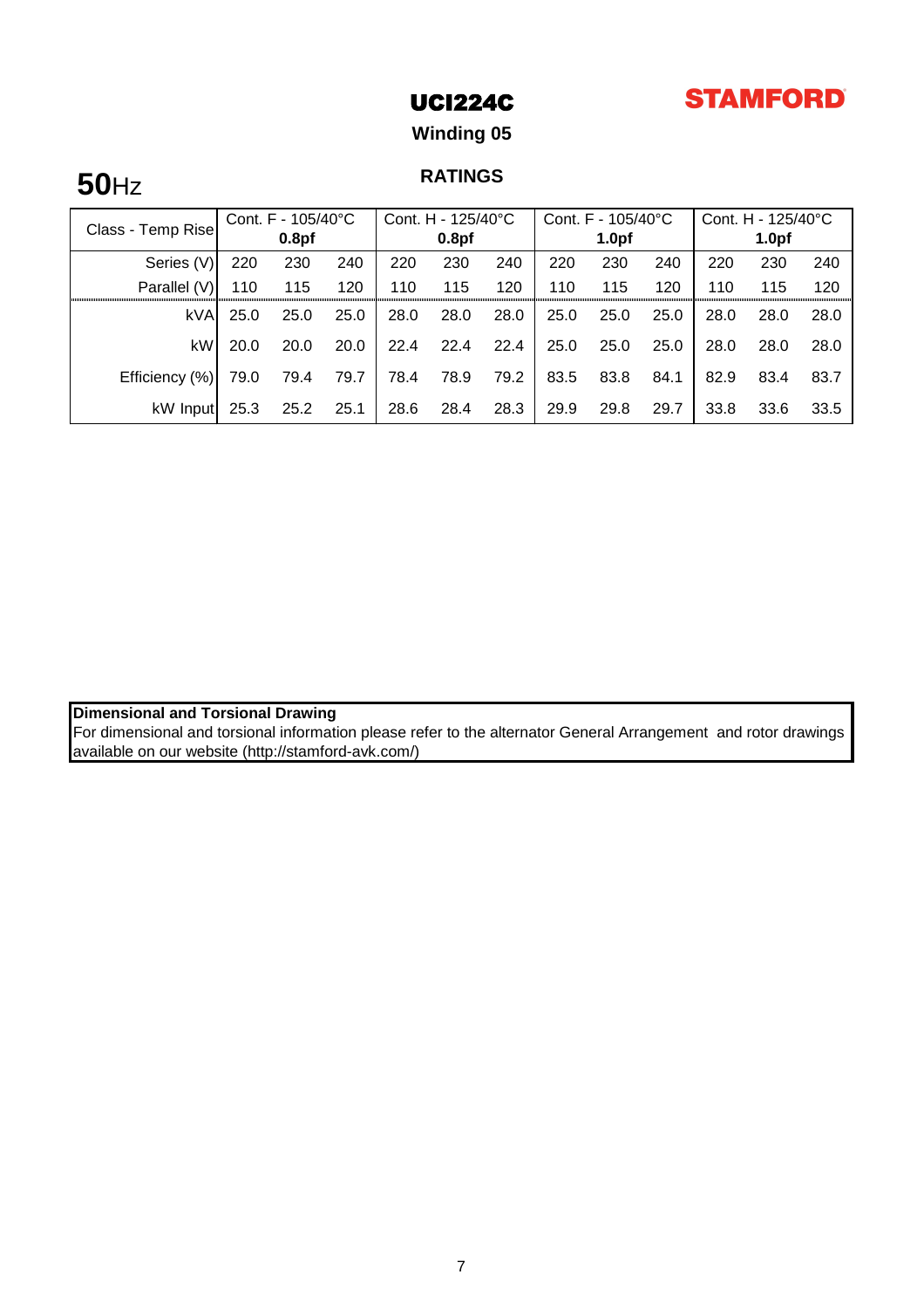# UCI224C

**STAMFORD**

## Winding 05

**50**Hz

## RATINGS

| Class - Temp Rise | Cont. F - 105/40°C **0.8pf** | | | Cont. H - 125/40°C **0.8pf** | | | Cont. F - 105/40°C **1.0pf** | | | Cont. H - 125/40°C **1.0pf** | | |
|---|---|---|---|---|---|---|---|---|---|---|---|---|
| Series (V) | 220 | 230 | 240 | 220 | 230 | 240 | 220 | 230 | 240 | 220 | 230 | 240 |
| Parallel (V) | 110 | 115 | 120 | 110 | 115 | 120 | 110 | 115 | 120 | 110 | 115 | 120 |
| kVA | 25.0 | 25.0 | 25.0 | 28.0 | 28.0 | 28.0 | 25.0 | 25.0 | 25.0 | 28.0 | 28.0 | 28.0 |
| kW | 20.0 | 20.0 | 20.0 | 22.4 | 22.4 | 22.4 | 25.0 | 25.0 | 25.0 | 28.0 | 28.0 | 28.0 |
| Efficiency (%) | 79.0 | 79.4 | 79.7 | 78.4 | 78.9 | 79.2 | 83.5 | 83.8 | 84.1 | 82.9 | 83.4 | 83.7 |
| kW Input | 25.3 | 25.2 | 25.1 | 28.6 | 28.4 | 28.3 | 29.9 | 29.8 | 29.7 | 33.8 | 33.6 | 33.5 |

**Dimensional and Torsional Drawing**

For dimensional and torsional information please refer to the alternator General Arrangement and rotor drawings available on our website (http://stamford-avk.com/)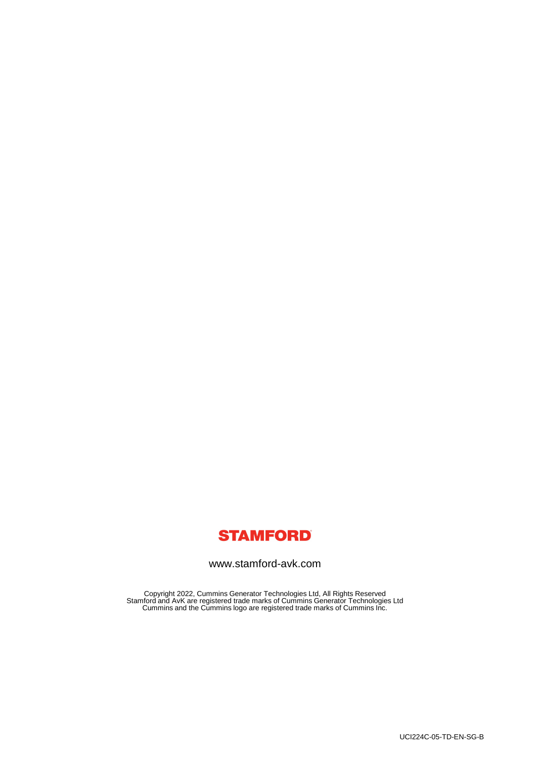**STAMFORD**

www.stamford-avk.com

Copyright 2022, Cummins Generator Technologies Ltd, All Rights Reserved
Stamford and AvK are registered trade marks of Cummins Generator Technologies Ltd
Cummins and the Cummins logo are registered trade marks of Cummins Inc.

UCI224C-05-TD-EN-SG-B